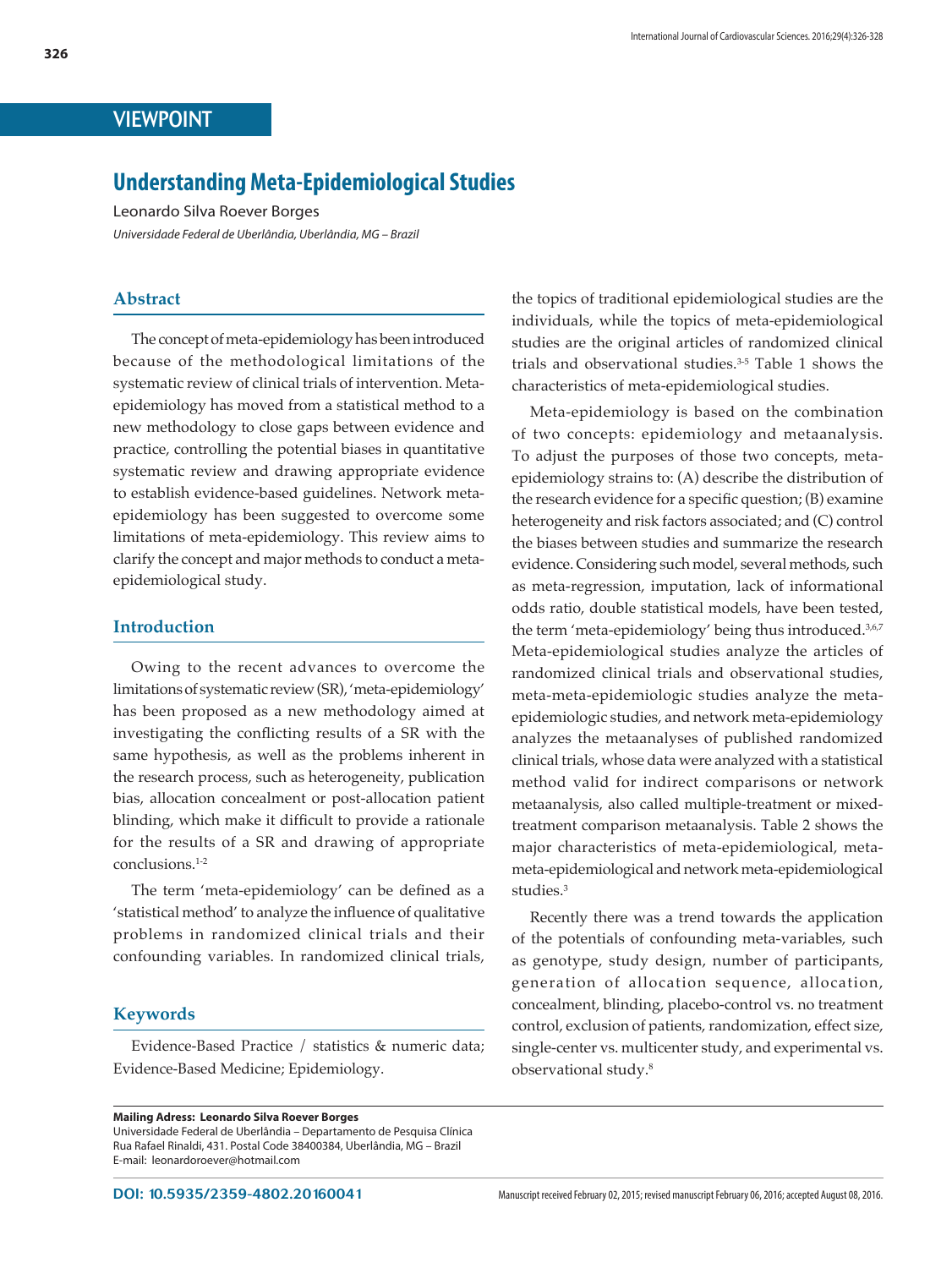VIEWPOINT

# Understanding Meta-Epidemiological Studies

Leonardo Silva Roever Borges

*Universidade Federal de Uberlândia, Uberlândia, MG – Brazil*

## Abstract

The concept of meta-epidemiology has been introduced because of the methodological limitations of the systematic review of clinical trials of intervention. Meta-epidemiology has moved from a statistical method to a new methodology to close gaps between evidence and practice, controlling the potential biases in quantitative systematic review and drawing appropriate evidence to establish evidence-based guidelines. Network meta-epidemiology has been suggested to overcome some limitations of meta-epidemiology. This review aims to clarify the concept and major methods to conduct a meta-epidemiological study.

## Introduction

Owing to the recent advances to overcome the limitations of systematic review (SR), 'meta-epidemiology' has been proposed as a new methodology aimed at investigating the conflicting results of a SR with the same hypothesis, as well as the problems inherent in the research process, such as heterogeneity, publication bias, allocation concealment or post-allocation patient blinding, which make it difficult to provide a rationale for the results of a SR and drawing of appropriate conclusions.[1-2]

The term 'meta-epidemiology' can be defined as a 'statistical method' to analyze the influence of qualitative problems in randomized clinical trials and their confounding variables. In randomized clinical trials, the topics of traditional epidemiological studies are the individuals, while the topics of meta-epidemiological studies are the original articles of randomized clinical trials and observational studies.[3-5] Table 1 shows the characteristics of meta-epidemiological studies.

Meta-epidemiology is based on the combination of two concepts: epidemiology and metaanalysis. To adjust the purposes of those two concepts, meta-epidemiology strains to: (A) describe the distribution of the research evidence for a specific question; (B) examine heterogeneity and risk factors associated; and (C) control the biases between studies and summarize the research evidence. Considering such model, several methods, such as meta-regression, imputation, lack of informational odds ratio, double statistical models, have been tested, the term 'meta-epidemiology' being thus introduced.[3,6,7] Meta-epidemiological studies analyze the articles of randomized clinical trials and observational studies, meta-meta-epidemiologic studies analyze the meta-epidemiologic studies, and network meta-epidemiology analyzes the metaanalyses of published randomized clinical trials, whose data were analyzed with a statistical method valid for indirect comparisons or network metaanalysis, also called multiple-treatment or mixed-treatment comparison metaanalysis. Table 2 shows the major characteristics of meta-epidemiological, meta-meta-epidemiological and network meta-epidemiological studies.[3]

Recently there was a trend towards the application of the potentials of confounding meta-variables, such as genotype, study design, number of participants, generation of allocation sequence, allocation, concealment, blinding, placebo-control vs. no treatment control, exclusion of patients, randomization, effect size, single-center vs. multicenter study, and experimental vs. observational study.[8]

## Keywords

Evidence-Based Practice / statistics & numeric data; Evidence-Based Medicine; Epidemiology.

**Mailing Adress: Leonardo Silva Roever Borges**
Universidade Federal de Uberlândia – Departamento de Pesquisa Clínica
Rua Rafael Rinaldi, 431. Postal Code 38400384, Uberlândia, MG – Brazil
E-mail: leonardoroever@hotmail.com

DOI: 10.5935/2359-4802.20160041

Manuscript received February 02, 2015; revised manuscript February 06, 2016; accepted August 08, 2016.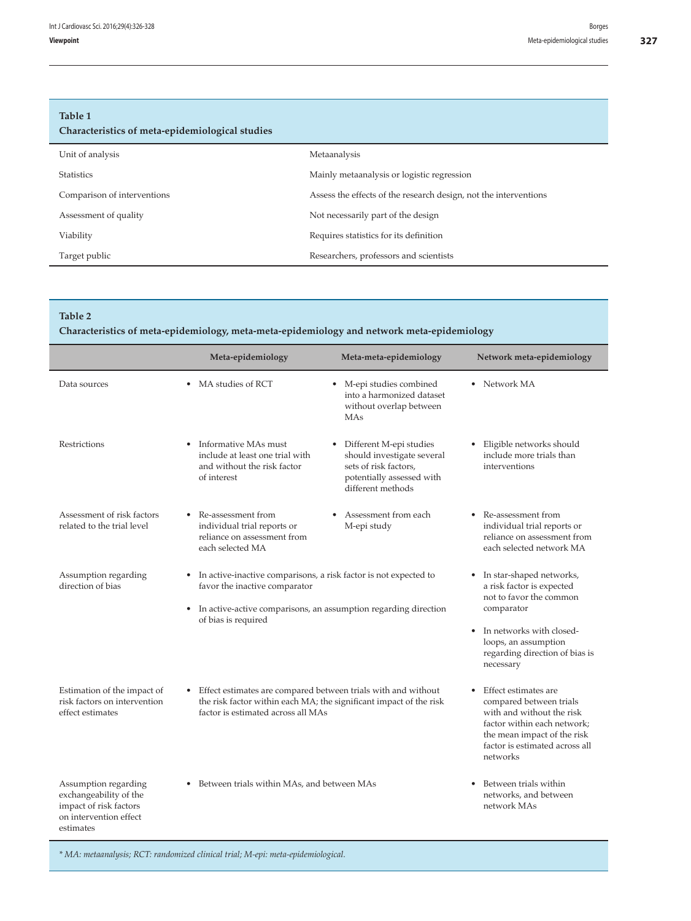**Table 1**
**Characteristics of meta-epidemiological studies**

| | |
|---|---|
| Unit of analysis | Metaanalysis |
| Statistics | Mainly metaanalysis or logistic regression |
| Comparison of interventions | Assess the effects of the research design, not the interventions |
| Assessment of quality | Not necessarily part of the design |
| Viability | Requires statistics for its definition |
| Target public | Researchers, professors and scientists |

**Table 2**
**Characteristics of meta-epidemiology, meta-meta-epidemiology and network meta-epidemiology**

| | Meta-epidemiology | Meta-meta-epidemiology | Network meta-epidemiology |
|---|---|---|---|
| Data sources | • MA studies of RCT | • M-epi studies combined into a harmonized dataset without overlap between MAs | • Network MA |
| Restrictions | • Informative MAs must include at least one trial with and without the risk factor of interest | • Different M-epi studies should investigate several sets of risk factors, potentially assessed with different methods | • Eligible networks should include more trials than interventions |
| Assessment of risk factors related to the trial level | • Re-assessment from individual trial reports or reliance on assessment from each selected MA | • Assessment from each M-epi study | • Re-assessment from individual trial reports or reliance on assessment from each selected network MA |
| Assumption regarding direction of bias | • In active-inactive comparisons, a risk factor is not expected to favor the inactive comparator<br>• In active-active comparisons, an assumption regarding direction of bias is required | | • In star-shaped networks, a risk factor is expected not to favor the common comparator<br>• In networks with closed-loops, an assumption regarding direction of bias is necessary |
| Estimation of the impact of risk factors on intervention effect estimates | • Effect estimates are compared between trials with and without the risk factor within each MA; the significant impact of the risk factor is estimated across all MAs | | • Effect estimates are compared between trials with and without the risk factor within each network; the mean impact of the risk factor is estimated across all networks |
| Assumption regarding exchangeability of the impact of risk factors on intervention effect estimates | • Between trials within MAs, and between MAs | | • Between trials within networks, and between network MAs |

*\* MA: metaanalysis; RCT: randomized clinical trial; M-epi: meta-epidemiological.*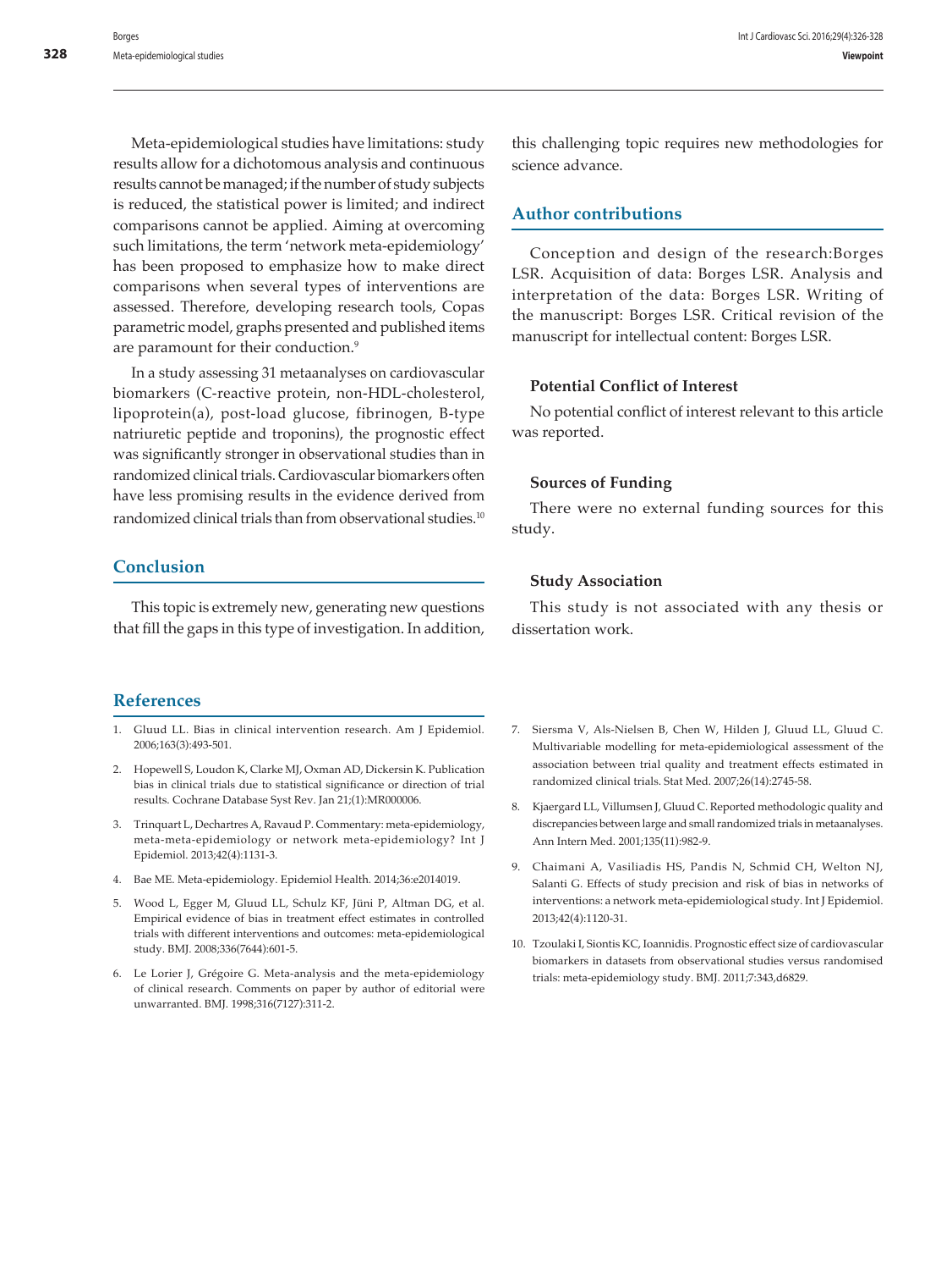Meta-epidemiological studies have limitations: study results allow for a dichotomous analysis and continuous results cannot be managed; if the number of study subjects is reduced, the statistical power is limited; and indirect comparisons cannot be applied. Aiming at overcoming such limitations, the term 'network meta-epidemiology' has been proposed to emphasize how to make direct comparisons when several types of interventions are assessed. Therefore, developing research tools, Copas parametric model, graphs presented and published items are paramount for their conduction.[9]

In a study assessing 31 metaanalyses on cardiovascular biomarkers (C-reactive protein, non-HDL-cholesterol, lipoprotein(a), post-load glucose, fibrinogen, B-type natriuretic peptide and troponins), the prognostic effect was significantly stronger in observational studies than in randomized clinical trials. Cardiovascular biomarkers often have less promising results in the evidence derived from randomized clinical trials than from observational studies.[10]

## Conclusion

This topic is extremely new, generating new questions that fill the gaps in this type of investigation. In addition, this challenging topic requires new methodologies for science advance.

## Author contributions

Conception and design of the research:Borges LSR. Acquisition of data: Borges LSR. Analysis and interpretation of the data: Borges LSR. Writing of the manuscript: Borges LSR. Critical revision of the manuscript for intellectual content: Borges LSR.

### Potential Conflict of Interest

No potential conflict of interest relevant to this article was reported.

### Sources of Funding

There were no external funding sources for this study.

### Study Association

This study is not associated with any thesis or dissertation work.

## References

1. Gluud LL. Bias in clinical intervention research. Am J Epidemiol. 2006;163(3):493-501.
2. Hopewell S, Loudon K, Clarke MJ, Oxman AD, Dickersin K. Publication bias in clinical trials due to statistical significance or direction of trial results. Cochrane Database Syst Rev. Jan 21;(1):MR000006.
3. Trinquart L, Dechartres A, Ravaud P. Commentary: meta-epidemiology, meta-meta-epidemiology or network meta-epidemiology? Int J Epidemiol. 2013;42(4):1131-3.
4. Bae ME. Meta-epidemiology. Epidemiol Health. 2014;36:e2014019.
5. Wood L, Egger M, Gluud LL, Schulz KF, Jüni P, Altman DG, et al. Empirical evidence of bias in treatment effect estimates in controlled trials with different interventions and outcomes: meta-epidemiological study. BMJ. 2008;336(7644):601-5.
6. Le Lorier J, Grégoire G. Meta-analysis and the meta-epidemiology of clinical research. Comments on paper by author of editorial were unwarranted. BMJ. 1998;316(7127):311-2.
7. Siersma V, Als-Nielsen B, Chen W, Hilden J, Gluud LL, Gluud C. Multivariable modelling for meta-epidemiological assessment of the association between trial quality and treatment effects estimated in randomized clinical trials. Stat Med. 2007;26(14):2745-58.
8. Kjaergard LL, Villumsen J, Gluud C. Reported methodologic quality and discrepancies between large and small randomized trials in metaanalyses. Ann Intern Med. 2001;135(11):982-9.
9. Chaimani A, Vasiliadis HS, Pandis N, Schmid CH, Welton NJ, Salanti G. Effects of study precision and risk of bias in networks of interventions: a network meta-epidemiological study. Int J Epidemiol. 2013;42(4):1120-31.
10. Tzoulaki I, Siontis KC, Ioannidis. Prognostic effect size of cardiovascular biomarkers in datasets from observational studies versus randomised trials: meta-epidemiology study. BMJ. 2011;7:343,d6829.